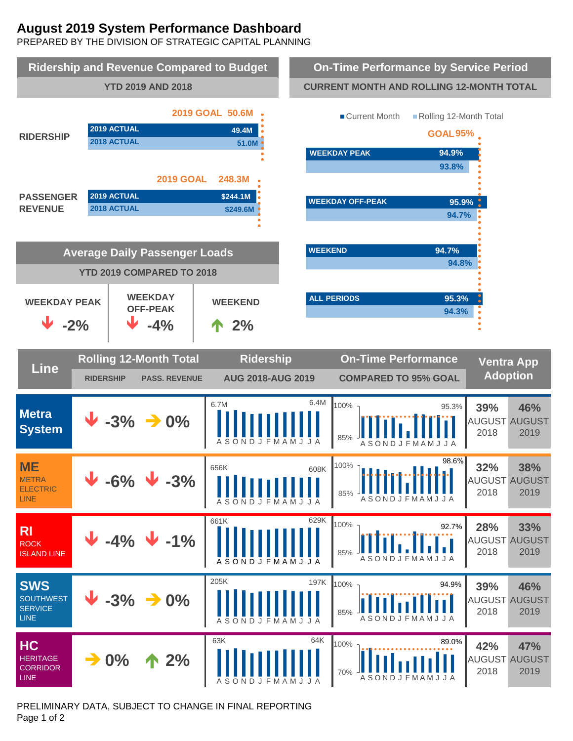# August 2019 System Performance Dashboard

PREPARED BY THE DIVISION OF STRATEGIC CAPITAL PLANNING

## Ridership and Revenue Compared to Budget

YTD 2019 AND 2018

| | 2019 ACTUAL | 2018 ACTUAL | 2019 GOAL |
|---|---|---|---|
| RIDERSHIP | 49.4M | 51.0M | 50.6M |
| PASSENGER REVENUE | $244.1M | $249.6M | 248.3M |

## On-Time Performance by Service Period

CURRENT MONTH AND ROLLING 12-MONTH TOTAL

GOAL 95%

| | Current Month | Rolling 12-Month Total |
|---|---|---|
| WEEKDAY PEAK | 94.9% | 93.8% |
| WEEKDAY OFF-PEAK | 95.9% | 94.7% |
| WEEKEND | 94.7% | 94.8% |
| ALL PERIODS | 95.3% | 94.3% |

## Average Daily Passenger Loads

YTD 2019 COMPARED TO 2018

| WEEKDAY PEAK | WEEKDAY OFF-PEAK | WEEKEND |
|---|---|---|
| ↓ -2% | ↓ -4% | ↑ 2% |

## Line Performance

| Line | Rolling 12-Month Total: RIDERSHIP | Rolling 12-Month Total: PASS. REVENUE | Ridership AUG 2018-AUG 2019 | On-Time Performance COMPARED TO 95% GOAL (August 2019) | Ventra App Adoption AUGUST 2018 | Ventra App Adoption AUGUST 2019 |
|---|---|---|---|---|---|---|
| Metra System | ↓ -3% | → 0% | 6.7M → 6.4M | 95.3% | 39% | 46% |
| ME METRA ELECTRIC LINE | ↓ -6% | ↓ -3% | 656K → 608K | 98.6% | 32% | 38% |
| RI ROCK ISLAND LINE | ↓ -4% | ↓ -1% | 661K → 629K | 92.7% | 28% | 33% |
| SWS SOUTHWEST SERVICE LINE | ↓ -3% | → 0% | 205K → 197K | 94.9% | 39% | 46% |
| HC HERITAGE CORRIDOR LINE | → 0% | ↑ 2% | 63K → 64K | 89.0% | 42% | 47% |

PRELIMINARY DATA, SUBJECT TO CHANGE IN FINAL REPORTING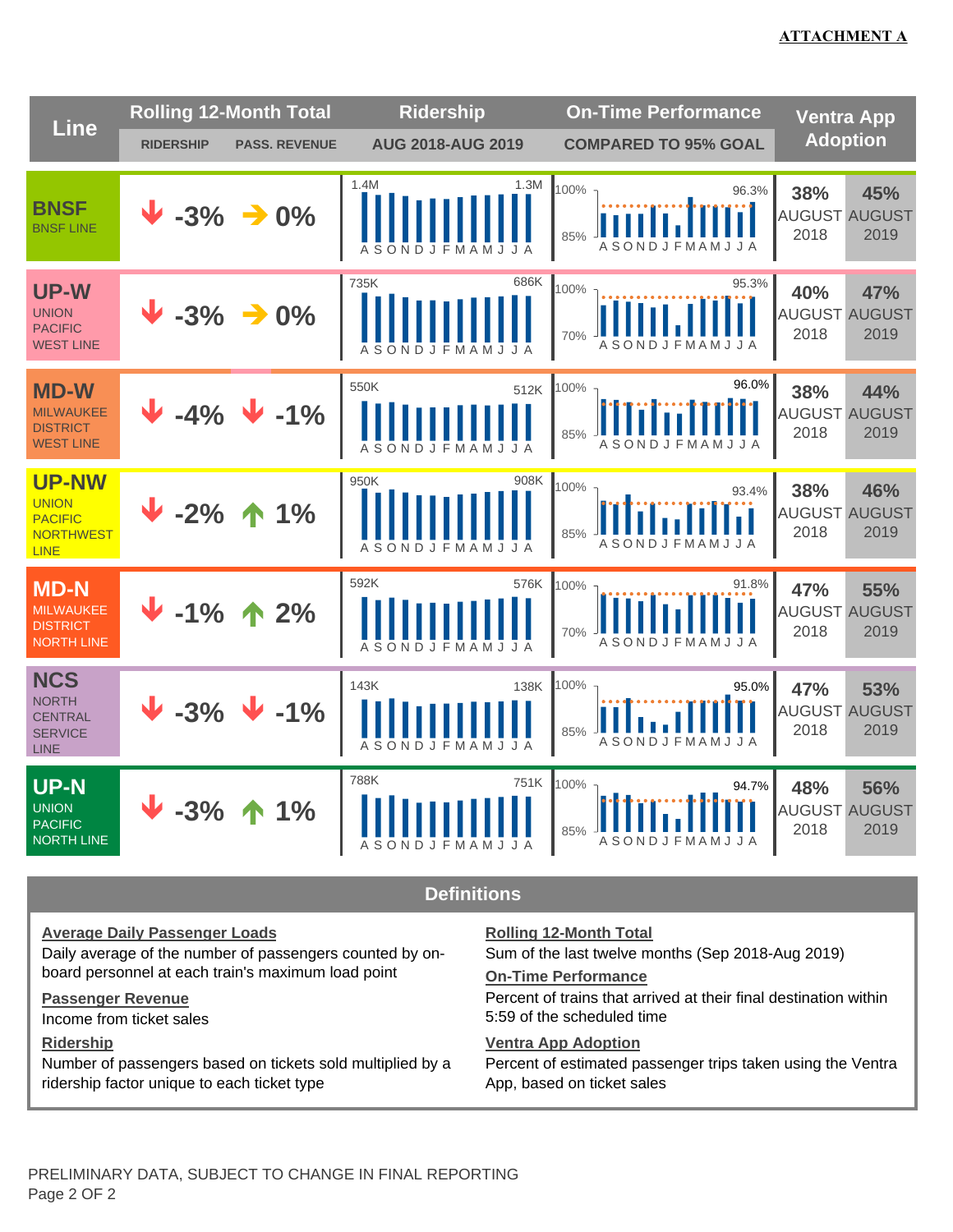ATTACHMENT A

| Line | Rolling 12-Month Total | | Ridership | On-Time Performance | Ventra App Adoption | |
|---|---|---|---|---|---|---|
| | RIDERSHIP | PASS. REVENUE | AUG 2018-AUG 2019 | COMPARED TO 95% GOAL | | |
| **BNSF** BNSF LINE | -3% | 0% | 1.4M … 1.3M | 100% / 85% … 96.3% | 38% AUGUST 2018 | 45% AUGUST 2019 |
| **UP-W** UNION PACIFIC WEST LINE | -3% | 0% | 735K … 686K | 100% / 70% … 95.3% | 40% AUGUST 2018 | 47% AUGUST 2019 |
| **MD-W** MILWAUKEE DISTRICT WEST LINE | -4% | -1% | 550K … 512K | 100% / 85% … 96.0% | 38% AUGUST 2018 | 44% AUGUST 2019 |
| **UP-NW** UNION PACIFIC NORTHWEST LINE | -2% | 1% | 950K … 908K | 100% / 85% … 93.4% | 38% AUGUST 2018 | 46% AUGUST 2019 |
| **MD-N** MILWAUKEE DISTRICT NORTH LINE | -1% | 2% | 592K … 576K | 100% / 70% … 91.8% | 47% AUGUST 2018 | 55% AUGUST 2019 |
| **NCS** NORTH CENTRAL SERVICE LINE | -3% | -1% | 143K … 138K | 100% / 85% … 95.0% | 47% AUGUST 2018 | 53% AUGUST 2019 |
| **UP-N** UNION PACIFIC NORTH LINE | -3% | 1% | 788K … 751K | 100% / 85% … 94.7% | 48% AUGUST 2018 | 56% AUGUST 2019 |

Chart axis labels (Ridership and On-Time Performance): A S O N D J F M A M J J A

## Definitions

**Average Daily Passenger Loads**
Daily average of the number of passengers counted by on-board personnel at each train's maximum load point

**Passenger Revenue**
Income from ticket sales

**Ridership**
Number of passengers based on tickets sold multiplied by a ridership factor unique to each ticket type

**Rolling 12-Month Total**
Sum of the last twelve months (Sep 2018-Aug 2019)

**On-Time Performance**
Percent of trains that arrived at their final destination within 5:59 of the scheduled time

**Ventra App Adoption**
Percent of estimated passenger trips taken using the Ventra App, based on ticket sales

PRELIMINARY DATA, SUBJECT TO CHANGE IN FINAL REPORTING